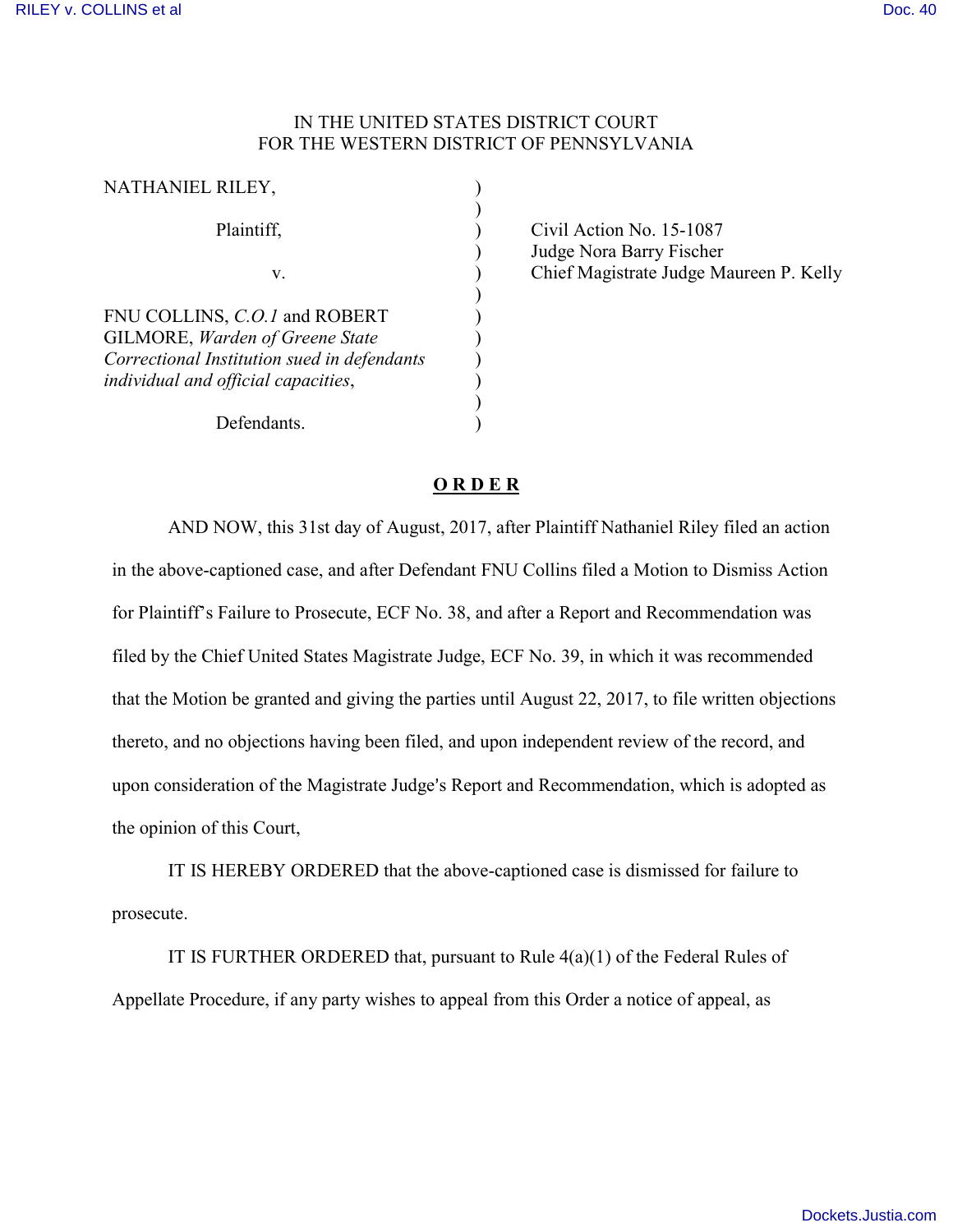IN THE UNITED STATES DISTRICT COURT
FOR THE WESTERN DISTRICT OF PENNSYLVANIA

| | | |
|---|---|---|
| NATHANIEL RILEY,<br><br>Plaintiff,<br><br>v.<br><br>FNU COLLINS, *C.O.1* and ROBERT GILMORE, *Warden of Greene State Correctional Institution sued in defendants individual and official capacities*,<br><br>Defendants. | ) | Civil Action No. 15-1087<br>Judge Nora Barry Fischer<br>Chief Magistrate Judge Maureen P. Kelly |

**O R D E R**

AND NOW, this 31st day of August, 2017, after Plaintiff Nathaniel Riley filed an action in the above-captioned case, and after Defendant FNU Collins filed a Motion to Dismiss Action for Plaintiff's Failure to Prosecute, ECF No. 38, and after a Report and Recommendation was filed by the Chief United States Magistrate Judge, ECF No. 39, in which it was recommended that the Motion be granted and giving the parties until August 22, 2017, to file written objections thereto, and no objections having been filed, and upon independent review of the record, and upon consideration of the Magistrate Judge's Report and Recommendation, which is adopted as the opinion of this Court,

IT IS HEREBY ORDERED that the above-captioned case is dismissed for failure to prosecute.

IT IS FURTHER ORDERED that, pursuant to Rule 4(a)(1) of the Federal Rules of Appellate Procedure, if any party wishes to appeal from this Order a notice of appeal, as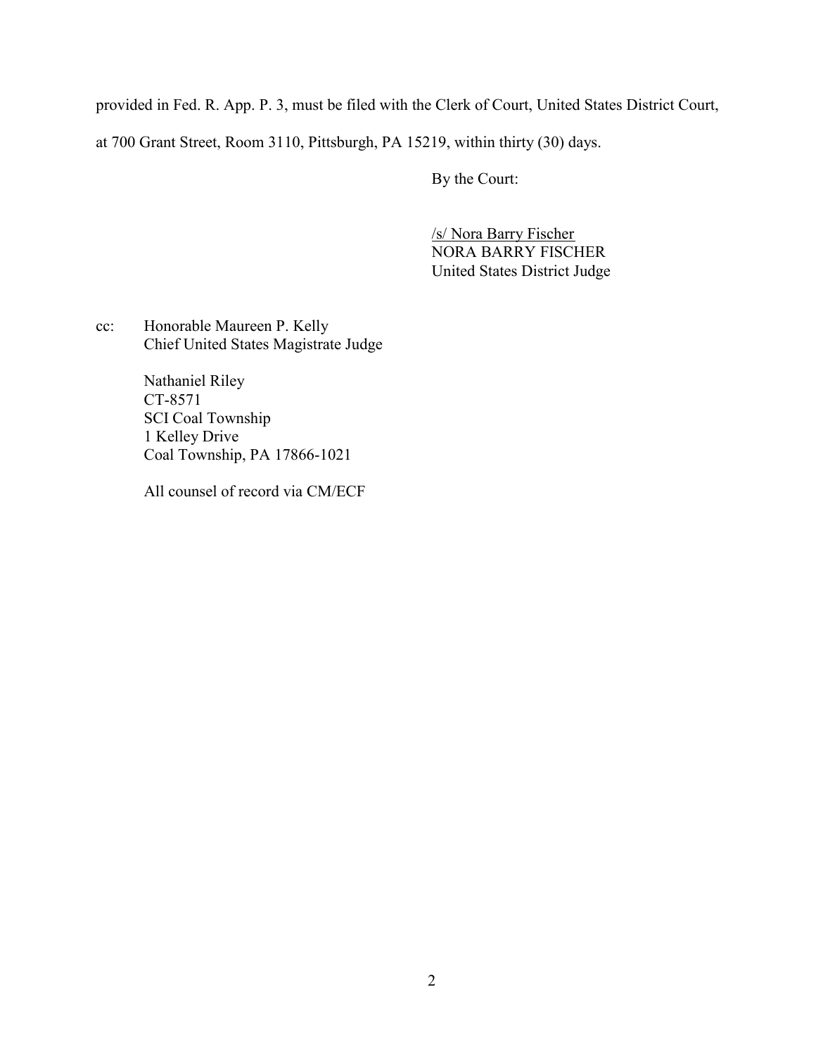provided in Fed. R. App. P. 3, must be filed with the Clerk of Court, United States District Court, at 700 Grant Street, Room 3110, Pittsburgh, PA 15219, within thirty (30) days.

By the Court:

/s/ Nora Barry Fischer
NORA BARRY FISCHER
United States District Judge

cc: Honorable Maureen P. Kelly
Chief United States Magistrate Judge

Nathaniel Riley
CT-8571
SCI Coal Township
1 Kelley Drive
Coal Township, PA 17866-1021

All counsel of record via CM/ECF